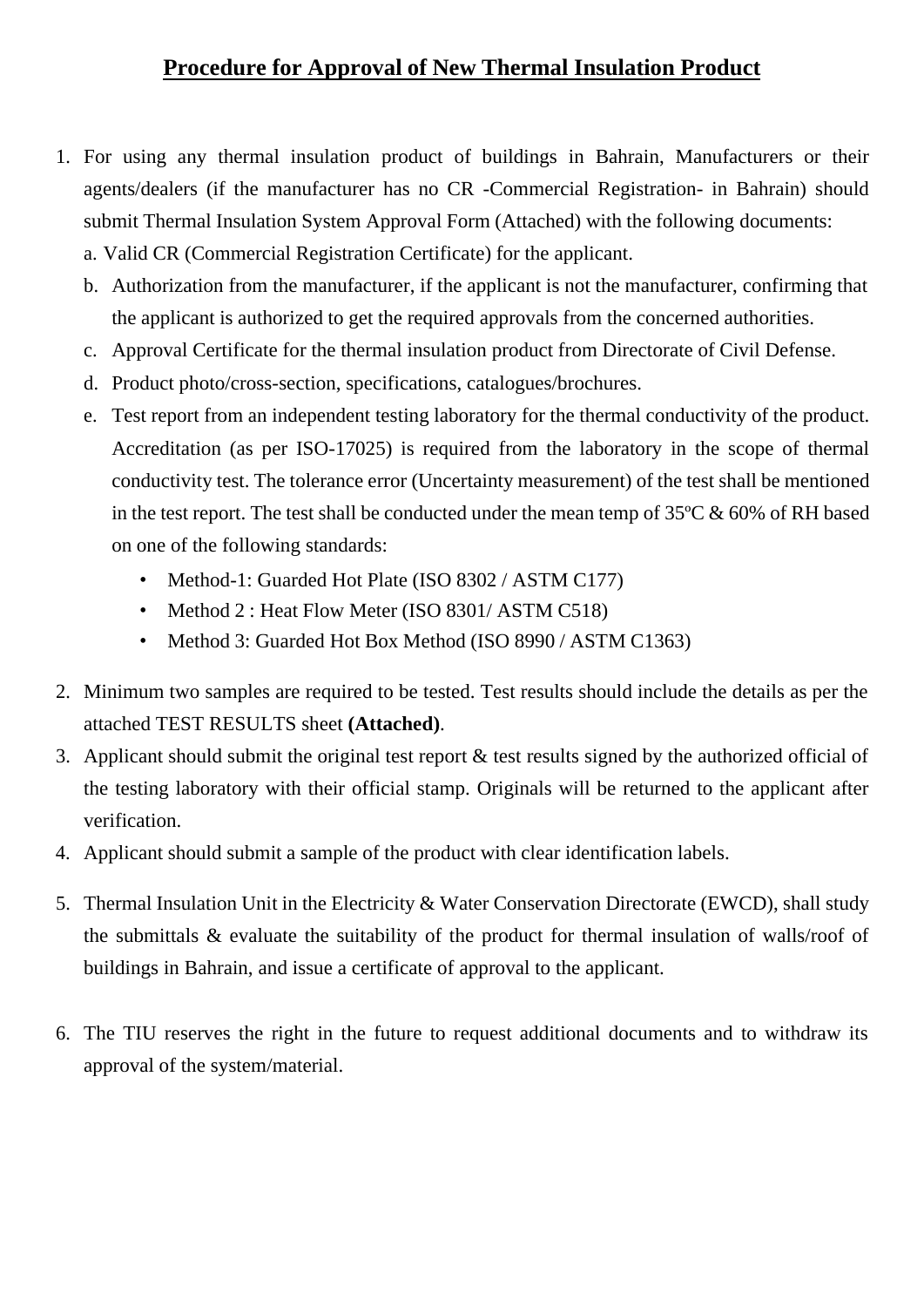# Procedure for Approval of New Thermal Insulation Product

1. For using any thermal insulation product of buildings in Bahrain, Manufacturers or their agents/dealers (if the manufacturer has no CR -Commercial Registration- in Bahrain) should submit Thermal Insulation System Approval Form (Attached) with the following documents:
   a. Valid CR (Commercial Registration Certificate) for the applicant.
   b. Authorization from the manufacturer, if the applicant is not the manufacturer, confirming that the applicant is authorized to get the required approvals from the concerned authorities.
   c. Approval Certificate for the thermal insulation product from Directorate of Civil Defense.
   d. Product photo/cross-section, specifications, catalogues/brochures.
   e. Test report from an independent testing laboratory for the thermal conductivity of the product. Accreditation (as per ISO-17025) is required from the laboratory in the scope of thermal conductivity test. The tolerance error (Uncertainty measurement) of the test shall be mentioned in the test report. The test shall be conducted under the mean temp of 35ºC & 60% of RH based on one of the following standards:
      - Method-1: Guarded Hot Plate (ISO 8302 / ASTM C177)
      - Method 2 : Heat Flow Meter (ISO 8301/ ASTM C518)
      - Method 3: Guarded Hot Box Method (ISO 8990 / ASTM C1363)
2. Minimum two samples are required to be tested. Test results should include the details as per the attached TEST RESULTS sheet **(Attached)**.
3. Applicant should submit the original test report & test results signed by the authorized official of the testing laboratory with their official stamp. Originals will be returned to the applicant after verification.
4. Applicant should submit a sample of the product with clear identification labels.
5. Thermal Insulation Unit in the Electricity & Water Conservation Directorate (EWCD), shall study the submittals & evaluate the suitability of the product for thermal insulation of walls/roof of buildings in Bahrain, and issue a certificate of approval to the applicant.
6. The TIU reserves the right in the future to request additional documents and to withdraw its approval of the system/material.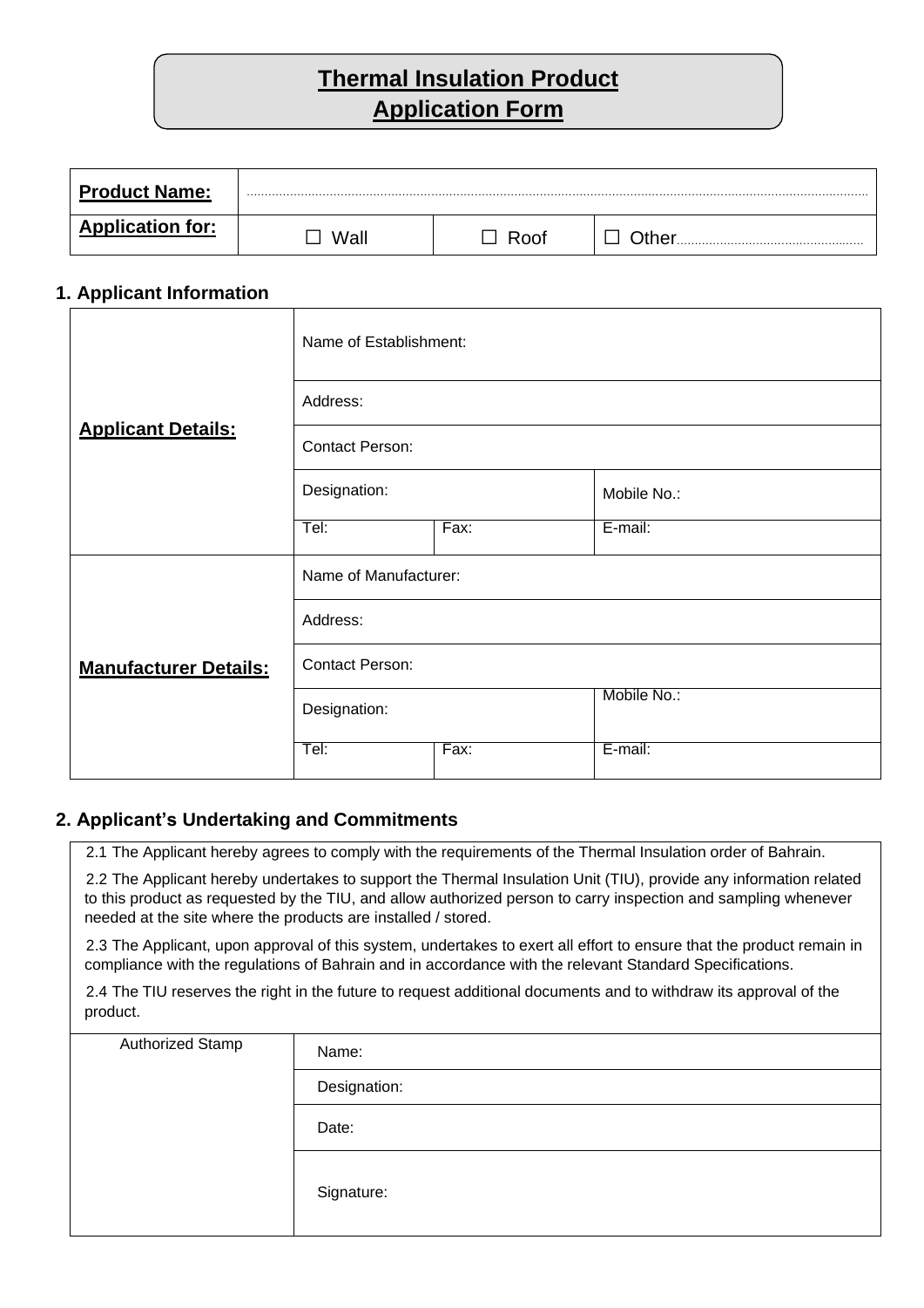# Thermal Insulation Product Application Form

| **Product Name:** | ........................................................................................................ | | |
|---|---|---|---|
| **Application for:** | ☐ Wall | ☐ Roof | ☐ Other.................................................... |

## 1. Applicant Information

| | | | |
|---|---|---|---|
| **Applicant Details:** | Name of Establishment: | | |
| | Address: | | |
| | Contact Person: | | |
| | Designation: | | Mobile No.: |
| | Tel: | Fax: | E-mail: |
| **Manufacturer Details:** | Name of Manufacturer: | | |
| | Address: | | |
| | Contact Person: | | |
| | Designation: | | Mobile No.: |
| | Tel: | Fax: | E-mail: |

## 2. Applicant's Undertaking and Commitments

2.1 The Applicant hereby agrees to comply with the requirements of the Thermal Insulation order of Bahrain.

2.2 The Applicant hereby undertakes to support the Thermal Insulation Unit (TIU), provide any information related to this product as requested by the TIU, and allow authorized person to carry inspection and sampling whenever needed at the site where the products are installed / stored.

2.3 The Applicant, upon approval of this system, undertakes to exert all effort to ensure that the product remain in compliance with the regulations of Bahrain and in accordance with the relevant Standard Specifications.

2.4 The TIU reserves the right in the future to request additional documents and to withdraw its approval of the product.

| Authorized Stamp | |
|---|---|
| | Name: |
| | Designation: |
| | Date: |
| | Signature: |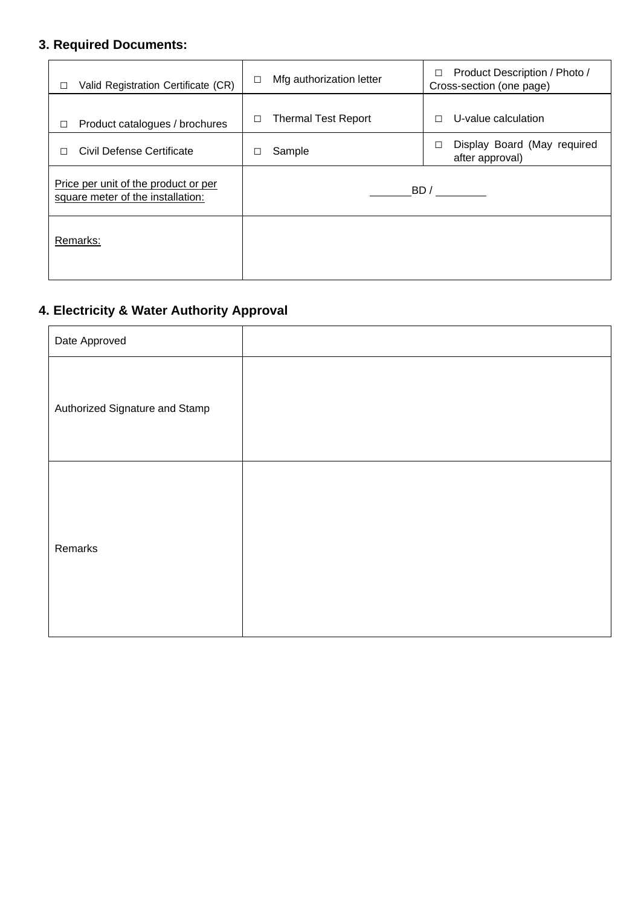### 3. Required Documents:

| | | |
|---|---|---|
| ☐ Valid Registration Certificate (CR) | ☐ Mfg authorization letter | ☐ Product Description / Photo / Cross-section (one page) |
| ☐ Product catalogues / brochures | ☐ Thermal Test Report | ☐ U-value calculation |
| ☐ Civil Defense Certificate | ☐ Sample | ☐ Display Board (May required after approval) |
| Price per unit of the product or per square meter of the installation: | ______BD / ________ | |
| Remarks: | | |

### 4. Electricity & Water Authority Approval

| | |
|---|---|
| Date Approved | |
| Authorized Signature and Stamp | |
| Remarks | |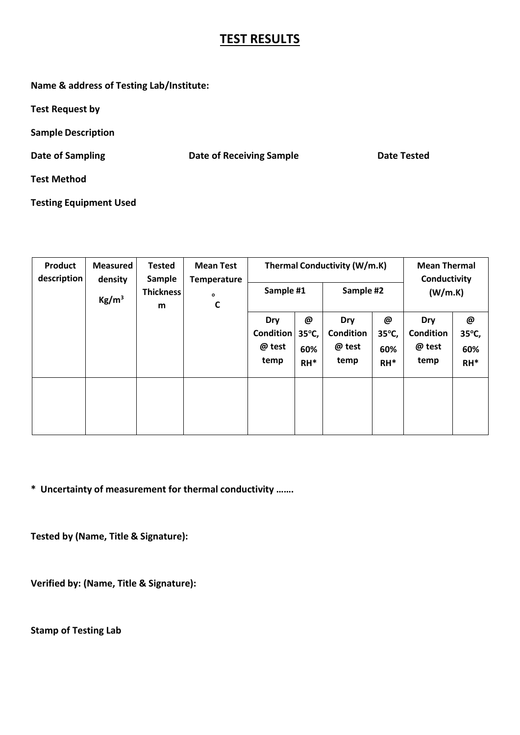# TEST RESULTS

**Name & address of Testing Lab/Institute:**

**Test Request by**

**Sample Description**

**Date of Sampling** **Date of Receiving Sample** **Date Tested**

**Test Method**

**Testing Equipment Used**

| Product description | Measured density Kg/m$^3$ | Tested Sample Thickness m | Mean Test Temperature $^{o}C$ | Thermal Conductivity (W/m.K) | | | | Mean Thermal Conductivity (W/m.K) | |
|---|---|---|---|---|---|---|---|---|---|
| | | | | Sample #1 | | Sample #2 | | | |
| | | | | Dry Condition @ test temp | @ 35$^{o}$C, 60% RH* | Dry Condition @ test temp | @ 35$^{o}$C, 60% RH* | Dry Condition @ test temp | @ 35$^{o}$C, 60% RH* |
| | | | | | | | | | |

**\* Uncertainty of measurement for thermal conductivity …….**

**Tested by (Name, Title & Signature):**

**Verified by: (Name, Title & Signature):**

**Stamp of Testing Lab**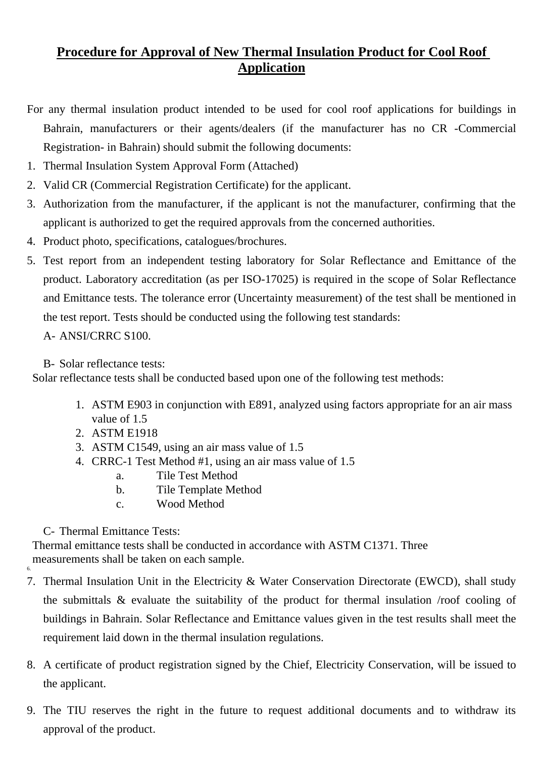# Procedure for Approval of New Thermal Insulation Product for Cool Roof Application

For any thermal insulation product intended to be used for cool roof applications for buildings in Bahrain, manufacturers or their agents/dealers (if the manufacturer has no CR -Commercial Registration- in Bahrain) should submit the following documents:

1. Thermal Insulation System Approval Form (Attached)
2. Valid CR (Commercial Registration Certificate) for the applicant.
3. Authorization from the manufacturer, if the applicant is not the manufacturer, confirming that the applicant is authorized to get the required approvals from the concerned authorities.
4. Product photo, specifications, catalogues/brochures.
5. Test report from an independent testing laboratory for Solar Reflectance and Emittance of the product. Laboratory accreditation (as per ISO-17025) is required in the scope of Solar Reflectance and Emittance tests. The tolerance error (Uncertainty measurement) of the test shall be mentioned in the test report. Tests should be conducted using the following test standards:

   A- ANSI/CRRC S100.

   B- Solar reflectance tests:

   Solar reflectance tests shall be conducted based upon one of the following test methods:

   1. ASTM E903 in conjunction with E891, analyzed using factors appropriate for an air mass value of 1.5
   2. ASTM E1918
   3. ASTM C1549, using an air mass value of 1.5
   4. CRRC-1 Test Method #1, using an air mass value of 1.5
      a. Tile Test Method
      b. Tile Template Method
      c. Wood Method

   C- Thermal Emittance Tests:

   Thermal emittance tests shall be conducted in accordance with ASTM C1371. Three measurements shall be taken on each sample.

6. 
7. Thermal Insulation Unit in the Electricity & Water Conservation Directorate (EWCD), shall study the submittals & evaluate the suitability of the product for thermal insulation /roof cooling of buildings in Bahrain. Solar Reflectance and Emittance values given in the test results shall meet the requirement laid down in the thermal insulation regulations.
8. A certificate of product registration signed by the Chief, Electricity Conservation, will be issued to the applicant.
9. The TIU reserves the right in the future to request additional documents and to withdraw its approval of the product.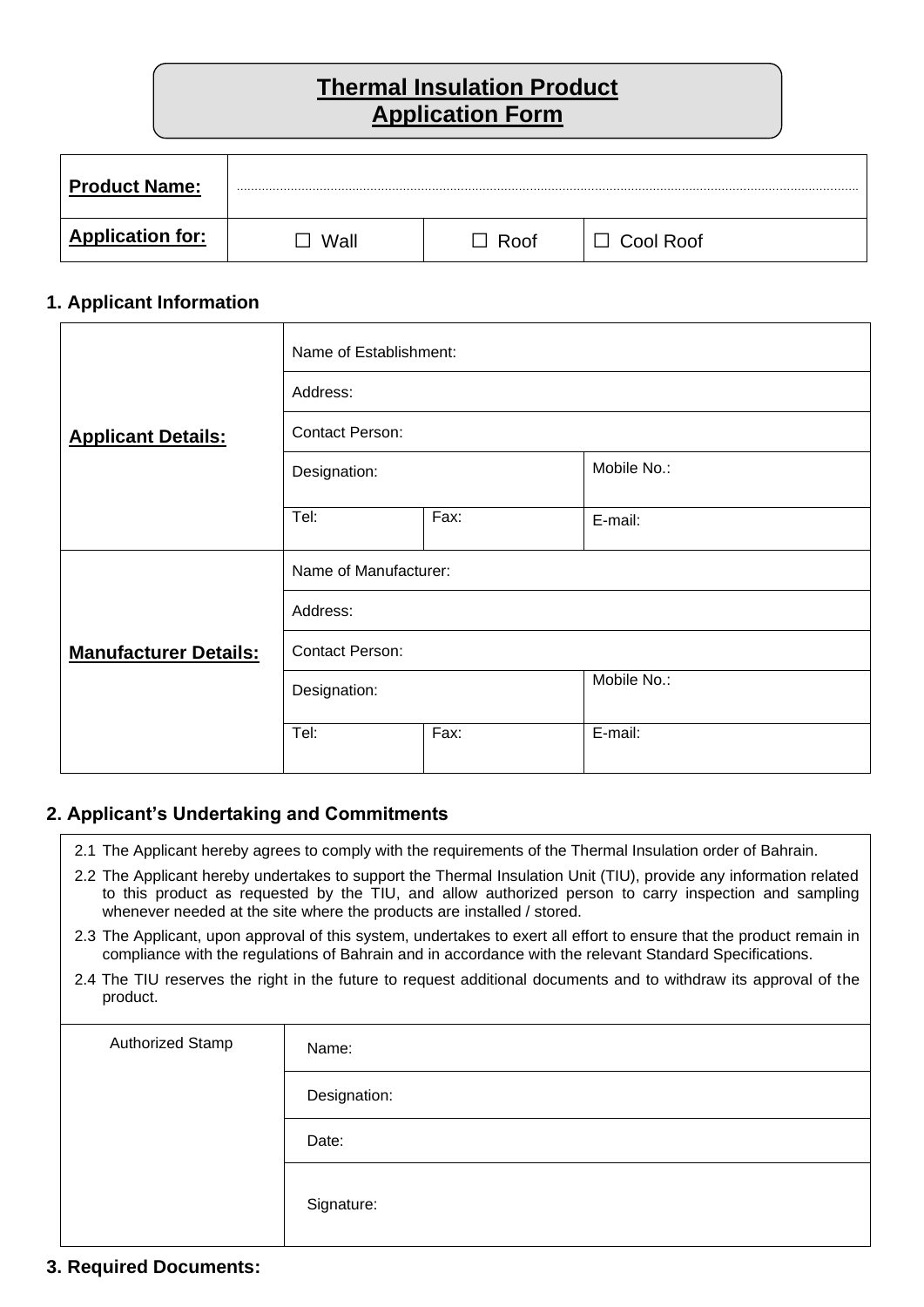# Thermal Insulation Product Application Form

| **Product Name:** | ........................................................................................................ | | |
|---|---|---|---|
| **Application for:** | ☐ Wall | ☐ Roof | ☐ Cool Roof |

## 1. Applicant Information

| | | | |
|---|---|---|---|
| **Applicant Details:** | Name of Establishment: | | |
| | Address: | | |
| | Contact Person: | | |
| | Designation: | | Mobile No.: |
| | Tel: | Fax: | E-mail: |
| **Manufacturer Details:** | Name of Manufacturer: | | |
| | Address: | | |
| | Contact Person: | | |
| | Designation: | | Mobile No.: |
| | Tel: | Fax: | E-mail: |

## 2. Applicant's Undertaking and Commitments

2.1 The Applicant hereby agrees to comply with the requirements of the Thermal Insulation order of Bahrain.

2.2 The Applicant hereby undertakes to support the Thermal Insulation Unit (TIU), provide any information related to this product as requested by the TIU, and allow authorized person to carry inspection and sampling whenever needed at the site where the products are installed / stored.

2.3 The Applicant, upon approval of this system, undertakes to exert all effort to ensure that the product remain in compliance with the regulations of Bahrain and in accordance with the relevant Standard Specifications.

2.4 The TIU reserves the right in the future to request additional documents and to withdraw its approval of the product.

| Authorized Stamp | Name: |
|---|---|
| | Designation: |
| | Date: |
| | Signature: |

## 3. Required Documents: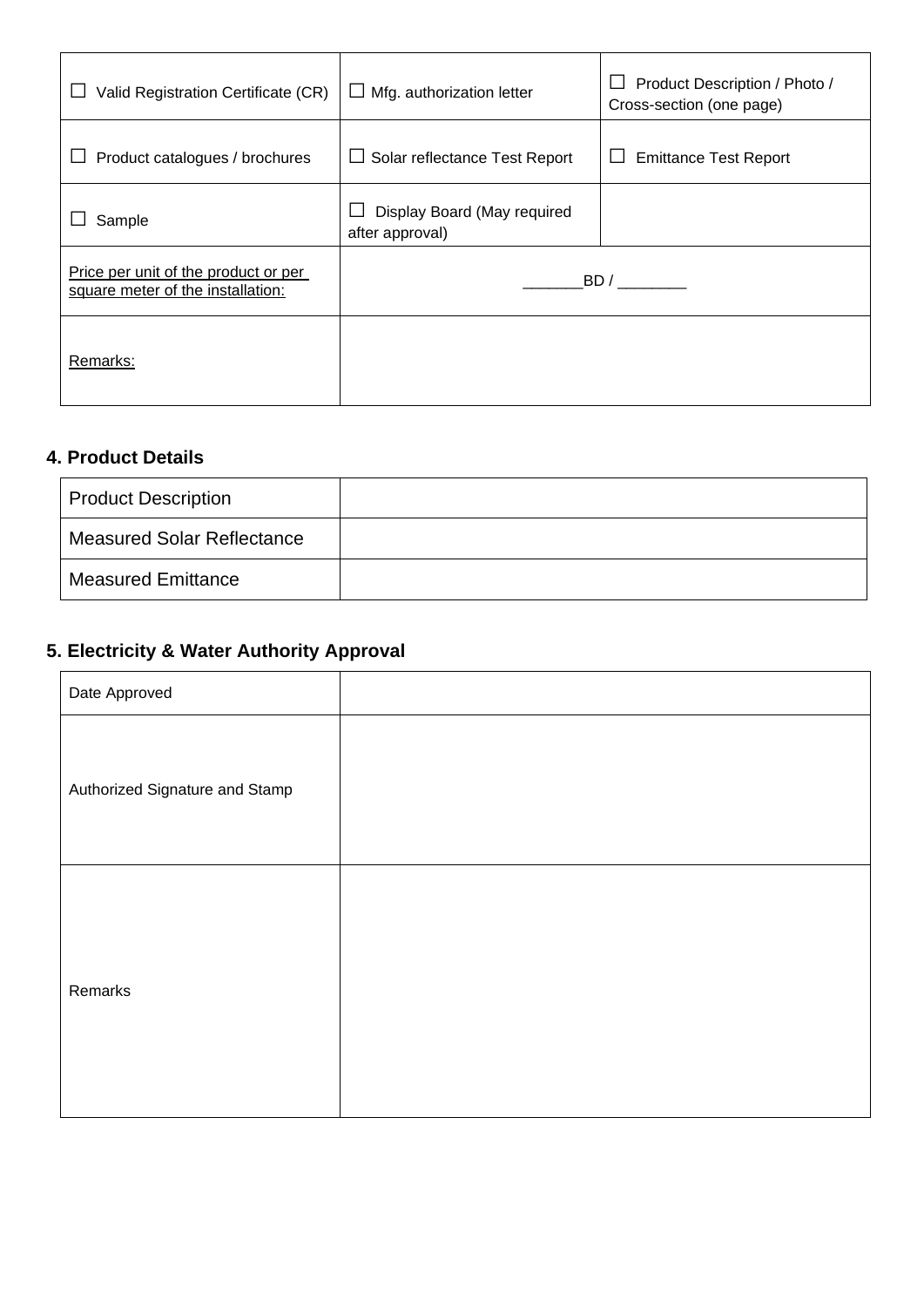| | | |
|---|---|---|
| ☐ Valid Registration Certificate (CR) | ☐ Mfg. authorization letter | ☐ Product Description / Photo / Cross-section (one page) |
| ☐ Product catalogues / brochures | ☐ Solar reflectance Test Report | ☐ Emittance Test Report |
| ☐ Sample | ☐ Display Board (May required after approval) | |
| Price per unit of the product or per square meter of the installation: | _______BD / ________ | |
| Remarks: | | |

## 4. Product Details

| | |
|---|---|
| Product Description | |
| Measured Solar Reflectance | |
| Measured Emittance | |

## 5. Electricity & Water Authority Approval

| | |
|---|---|
| Date Approved | |
| Authorized Signature and Stamp | |
| Remarks | |